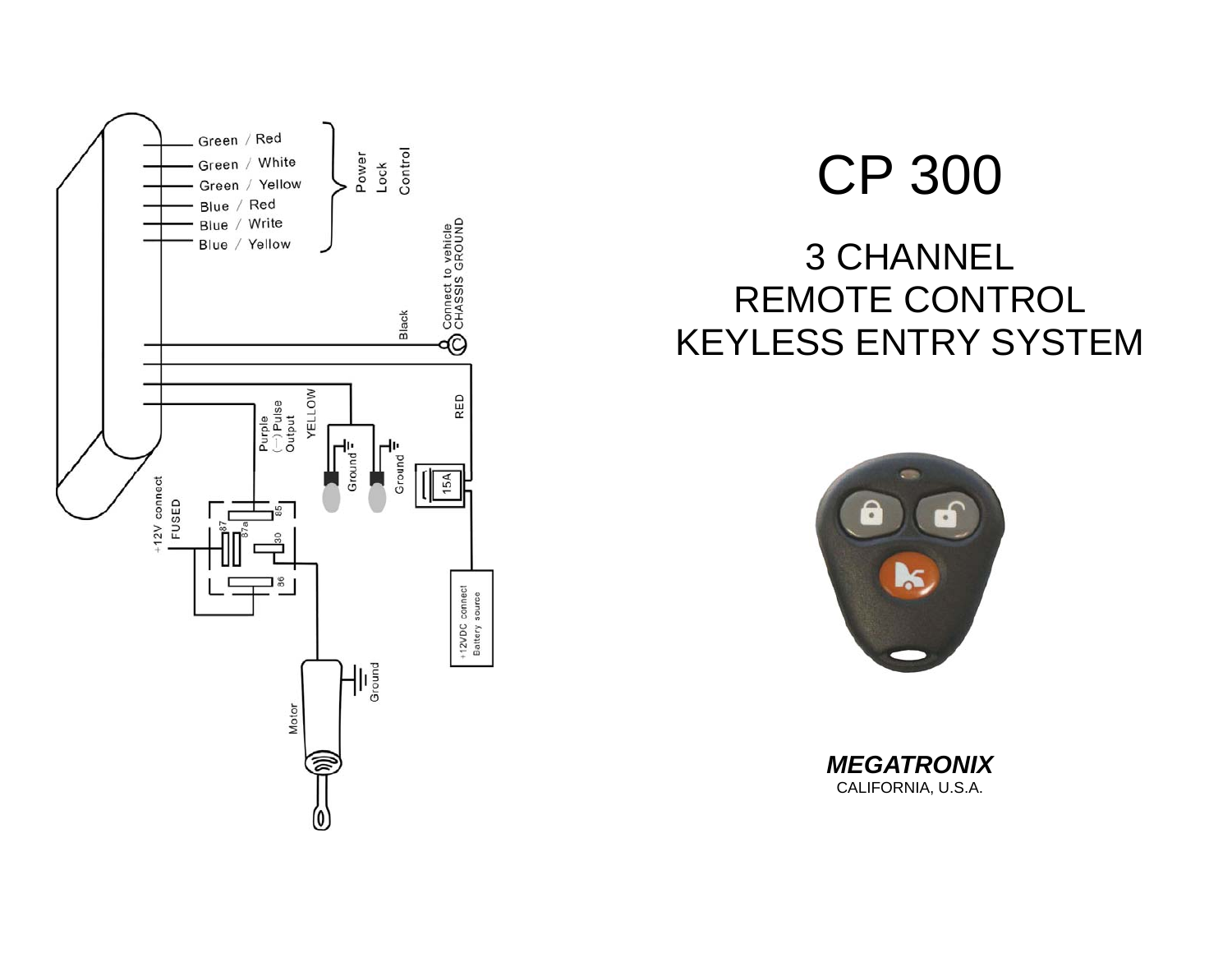# CP 300

## 3 CHANNEL
## REMOTE CONTROL
## KEYLESS ENTRY SYSTEM

Green / Red
Green / White
Green / Yellow
Blue / Red
Blue / Write
Blue / Yellow

Power Lock Control

Black

Connect to vehicle CHASSIS GROUND

RED

YELLOW

Purple (−) Pulse Output

Ground

Ground

15A

+12V connect FUSED

87

87a

85

30

86

+12VDC connect Battery source

Motor

Ground

***MEGATRONIX***
CALIFORNIA, U.S.A.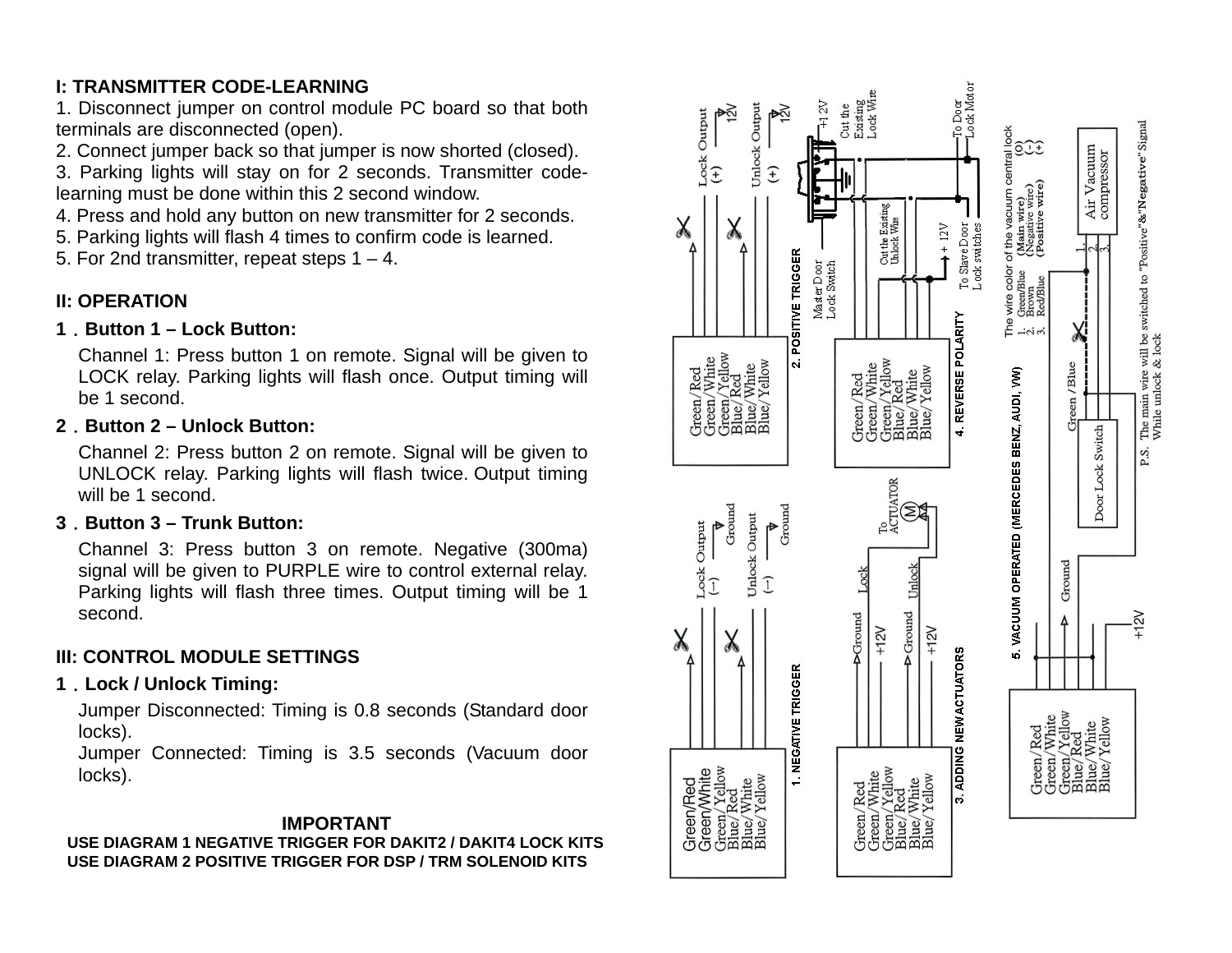## I: TRANSMITTER CODE-LEARNING

1. Disconnect jumper on control module PC board so that both terminals are disconnected (open).
2. Connect jumper back so that jumper is now shorted (closed).
3. Parking lights will stay on for 2 seconds. Transmitter code-learning must be done within this 2 second window.
4. Press and hold any button on new transmitter for 2 seconds.
5. Parking lights will flash 4 times to confirm code is learned.
5. For 2nd transmitter, repeat steps 1 – 4.

## II: OPERATION

**1．Button 1 – Lock Button:**

Channel 1: Press button 1 on remote. Signal will be given to LOCK relay. Parking lights will flash once. Output timing will be 1 second.

**2．Button 2 – Unlock Button:**

Channel 2: Press button 2 on remote. Signal will be given to UNLOCK relay. Parking lights will flash twice. Output timing will be 1 second.

**3．Button 3 – Trunk Button:**

Channel 3: Press button 3 on remote. Negative (300ma) signal will be given to PURPLE wire to control external relay. Parking lights will flash three times. Output timing will be 1 second.

## III: CONTROL MODULE SETTINGS

**1．Lock / Unlock Timing:**

Jumper Disconnected: Timing is 0.8 seconds (Standard door locks).
Jumper Connected: Timing is 3.5 seconds (Vacuum door locks).

**IMPORTANT**
**USE DIAGRAM 1 NEGATIVE TRIGGER FOR DAKIT2 / DAKIT4 LOCK KITS**
**USE DIAGRAM 2 POSITIVE TRIGGER FOR DSP / TRM SOLENOID KITS**

1. NEGATIVE TRIGGER

Lock Output (−) Ground
Unlock Output (−) Ground
Green/Red
Green/White
Green/Yellow
Blue/Red
Blue/White
Blue/Yellow

2. POSITIVE TRIGGER

Lock Output (+) 12V
Unlock Output (+) 12V
Green/Red
Green/White
Green/Yellow
Blue/Red
Blue/White
Blue/Yellow

3. ADDING NEW ACTUATORS

To ACTUATOR
Lock
Unlock
Ground
+12V
Ground
+12V
Green/Red
Green/White
Green/Yellow
Blue/Red
Blue/White
Blue/Yellow

4. REVERSE POLARITY

+12V
Cut the Existing Lock Wire
To Door Lock Motor
Master Door Lock Switch
Cut the Existing Unlock Wire
+12V
To Slave Door Lock switches
Green/Red
Green/White
Green/Yellow
Blue/Red
Blue/White
Blue/Yellow

5. VACUUM OPERATED (MERCEDES BENZ, AUDI, VW)

The wire color of the vacuum central lock
1. Green/Blue (Main wire) (O)
2. Brown (Negative wire) (-)
3. Red/Blue (Positive wire) (+)

Air Vacuum compressor
Green/Blue
Door Lock Switch
Ground
+12V
Green/Red
Green/White
Green/Yellow
Blue/Red
Blue/White
Blue/Yellow

P.S. The main wire will be switched to "Positive"&"Negative" Signal While unlock & lock